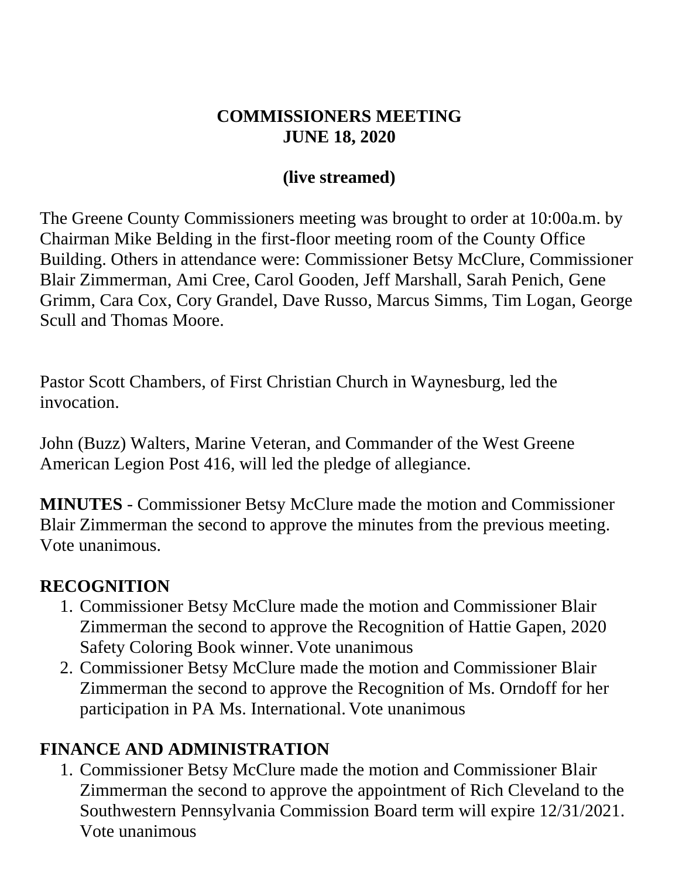**COMMISSIONERS MEETING**
**JUNE 18, 2020**

**(live streamed)**

The Greene County Commissioners meeting was brought to order at 10:00a.m. by Chairman Mike Belding in the first-floor meeting room of the County Office Building. Others in attendance were: Commissioner Betsy McClure, Commissioner Blair Zimmerman, Ami Cree, Carol Gooden, Jeff Marshall, Sarah Penich, Gene Grimm, Cara Cox, Cory Grandel, Dave Russo, Marcus Simms, Tim Logan, George Scull and Thomas Moore.

Pastor Scott Chambers, of First Christian Church in Waynesburg, led the invocation.

John (Buzz) Walters, Marine Veteran, and Commander of the West Greene American Legion Post 416, will led the pledge of allegiance.

**MINUTES** - Commissioner Betsy McClure made the motion and Commissioner Blair Zimmerman the second to approve the minutes from the previous meeting. Vote unanimous.

## RECOGNITION

1. Commissioner Betsy McClure made the motion and Commissioner Blair Zimmerman the second to approve the Recognition of Hattie Gapen, 2020 Safety Coloring Book winner. Vote unanimous
2. Commissioner Betsy McClure made the motion and Commissioner Blair Zimmerman the second to approve the Recognition of Ms. Orndoff for her participation in PA Ms. International. Vote unanimous

## FINANCE AND ADMINISTRATION

1. Commissioner Betsy McClure made the motion and Commissioner Blair Zimmerman the second to approve the appointment of Rich Cleveland to the Southwestern Pennsylvania Commission Board term will expire 12/31/2021. Vote unanimous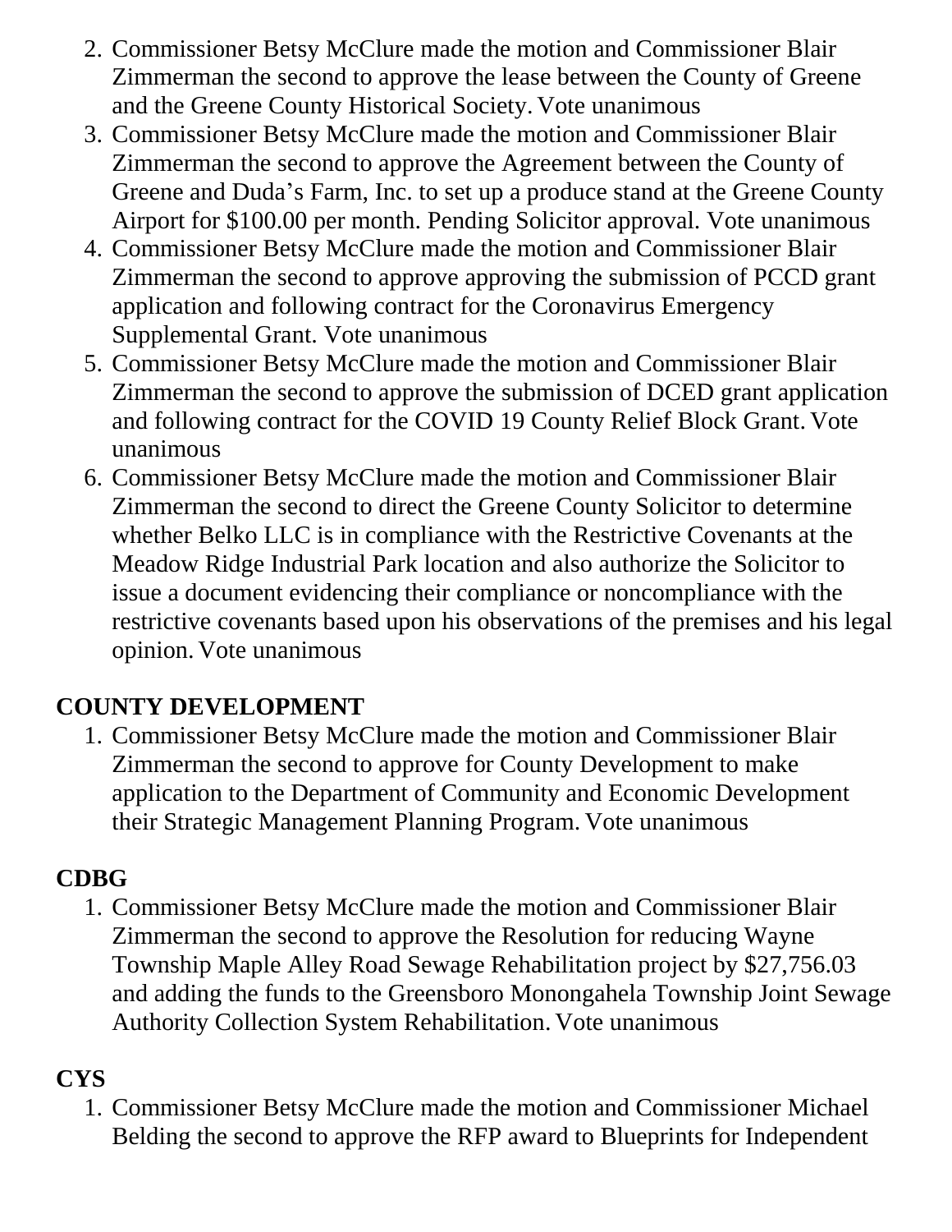2. Commissioner Betsy McClure made the motion and Commissioner Blair Zimmerman the second to approve the lease between the County of Greene and the Greene County Historical Society. Vote unanimous
3. Commissioner Betsy McClure made the motion and Commissioner Blair Zimmerman the second to approve the Agreement between the County of Greene and Duda's Farm, Inc. to set up a produce stand at the Greene County Airport for $100.00 per month. Pending Solicitor approval. Vote unanimous
4. Commissioner Betsy McClure made the motion and Commissioner Blair Zimmerman the second to approve approving the submission of PCCD grant application and following contract for the Coronavirus Emergency Supplemental Grant. Vote unanimous
5. Commissioner Betsy McClure made the motion and Commissioner Blair Zimmerman the second to approve the submission of DCED grant application and following contract for the COVID 19 County Relief Block Grant. Vote unanimous
6. Commissioner Betsy McClure made the motion and Commissioner Blair Zimmerman the second to direct the Greene County Solicitor to determine whether Belko LLC is in compliance with the Restrictive Covenants at the Meadow Ridge Industrial Park location and also authorize the Solicitor to issue a document evidencing their compliance or noncompliance with the restrictive covenants based upon his observations of the premises and his legal opinion. Vote unanimous

## COUNTY DEVELOPMENT

1. Commissioner Betsy McClure made the motion and Commissioner Blair Zimmerman the second to approve for County Development to make application to the Department of Community and Economic Development their Strategic Management Planning Program. Vote unanimous

## CDBG

1. Commissioner Betsy McClure made the motion and Commissioner Blair Zimmerman the second to approve the Resolution for reducing Wayne Township Maple Alley Road Sewage Rehabilitation project by $27,756.03 and adding the funds to the Greensboro Monongahela Township Joint Sewage Authority Collection System Rehabilitation. Vote unanimous

## CYS

1. Commissioner Betsy McClure made the motion and Commissioner Michael Belding the second to approve the RFP award to Blueprints for Independent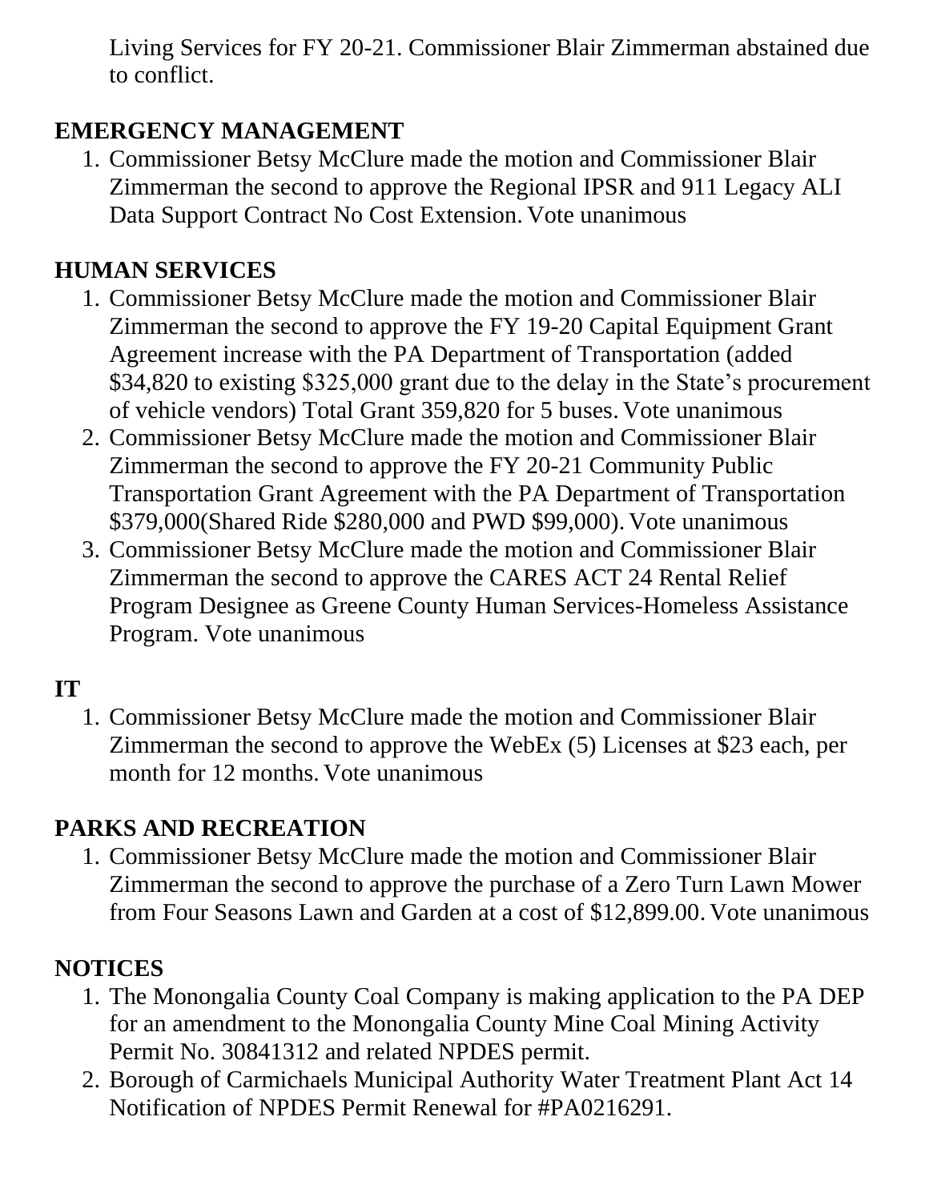Living Services for FY 20-21. Commissioner Blair Zimmerman abstained due to conflict.

**EMERGENCY MANAGEMENT**

1. Commissioner Betsy McClure made the motion and Commissioner Blair Zimmerman the second to approve the Regional IPSR and 911 Legacy ALI Data Support Contract No Cost Extension. Vote unanimous

**HUMAN SERVICES**

1. Commissioner Betsy McClure made the motion and Commissioner Blair Zimmerman the second to approve the FY 19-20 Capital Equipment Grant Agreement increase with the PA Department of Transportation (added $34,820 to existing $325,000 grant due to the delay in the State's procurement of vehicle vendors) Total Grant 359,820 for 5 buses. Vote unanimous
2. Commissioner Betsy McClure made the motion and Commissioner Blair Zimmerman the second to approve the FY 20-21 Community Public Transportation Grant Agreement with the PA Department of Transportation $379,000(Shared Ride $280,000 and PWD $99,000). Vote unanimous
3. Commissioner Betsy McClure made the motion and Commissioner Blair Zimmerman the second to approve the CARES ACT 24 Rental Relief Program Designee as Greene County Human Services-Homeless Assistance Program. Vote unanimous

**IT**

1. Commissioner Betsy McClure made the motion and Commissioner Blair Zimmerman the second to approve the WebEx (5) Licenses at $23 each, per month for 12 months. Vote unanimous

**PARKS AND RECREATION**

1. Commissioner Betsy McClure made the motion and Commissioner Blair Zimmerman the second to approve the purchase of a Zero Turn Lawn Mower from Four Seasons Lawn and Garden at a cost of $12,899.00. Vote unanimous

**NOTICES**

1. The Monongalia County Coal Company is making application to the PA DEP for an amendment to the Monongalia County Mine Coal Mining Activity Permit No. 30841312 and related NPDES permit.
2. Borough of Carmichaels Municipal Authority Water Treatment Plant Act 14 Notification of NPDES Permit Renewal for #PA0216291.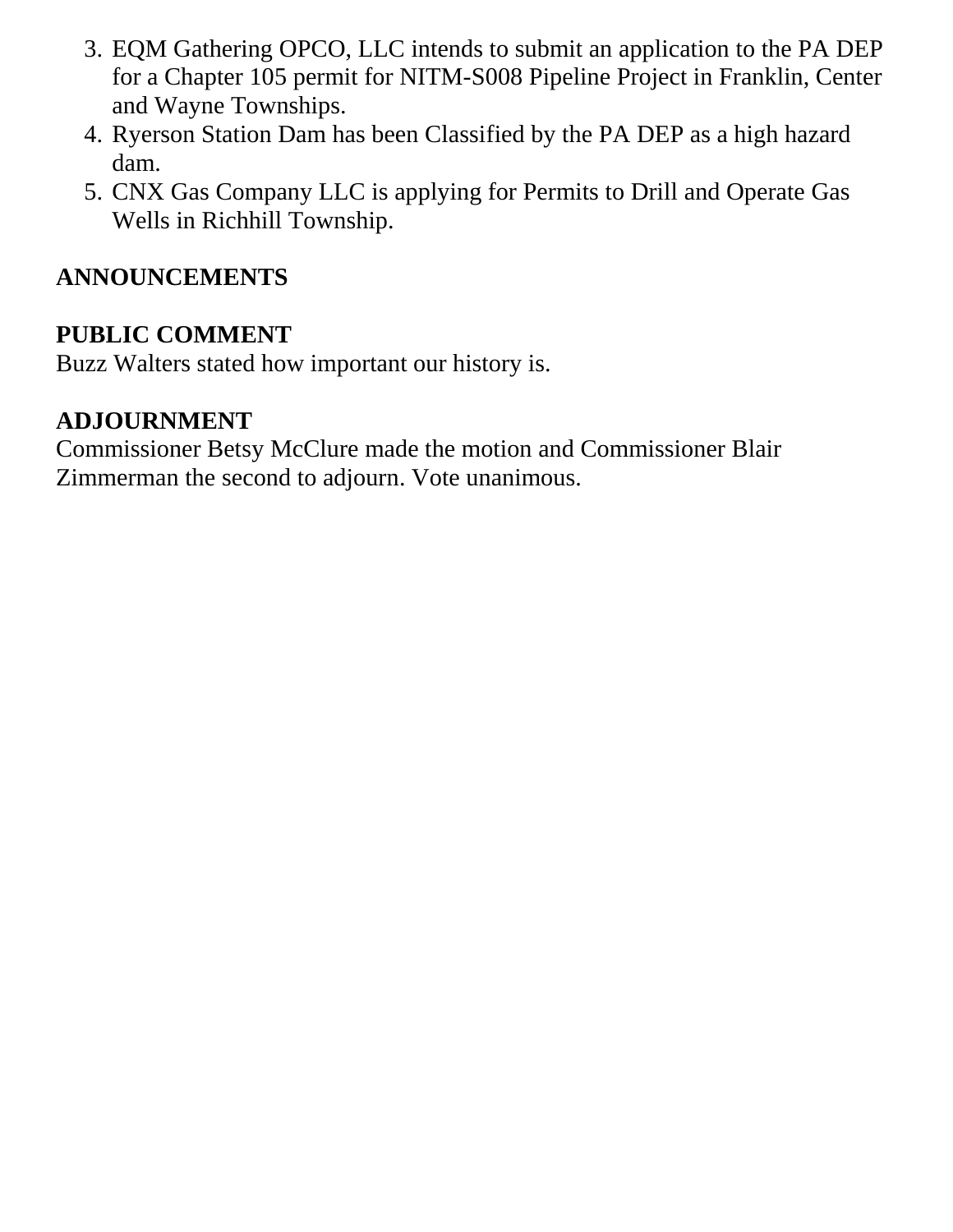3. EQM Gathering OPCO, LLC intends to submit an application to the PA DEP for a Chapter 105 permit for NITM-S008 Pipeline Project in Franklin, Center and Wayne Townships.
4. Ryerson Station Dam has been Classified by the PA DEP as a high hazard dam.
5. CNX Gas Company LLC is applying for Permits to Drill and Operate Gas Wells in Richhill Township.

**ANNOUNCEMENTS**

**PUBLIC COMMENT**

Buzz Walters stated how important our history is.

**ADJOURNMENT**

Commissioner Betsy McClure made the motion and Commissioner Blair Zimmerman the second to adjourn. Vote unanimous.